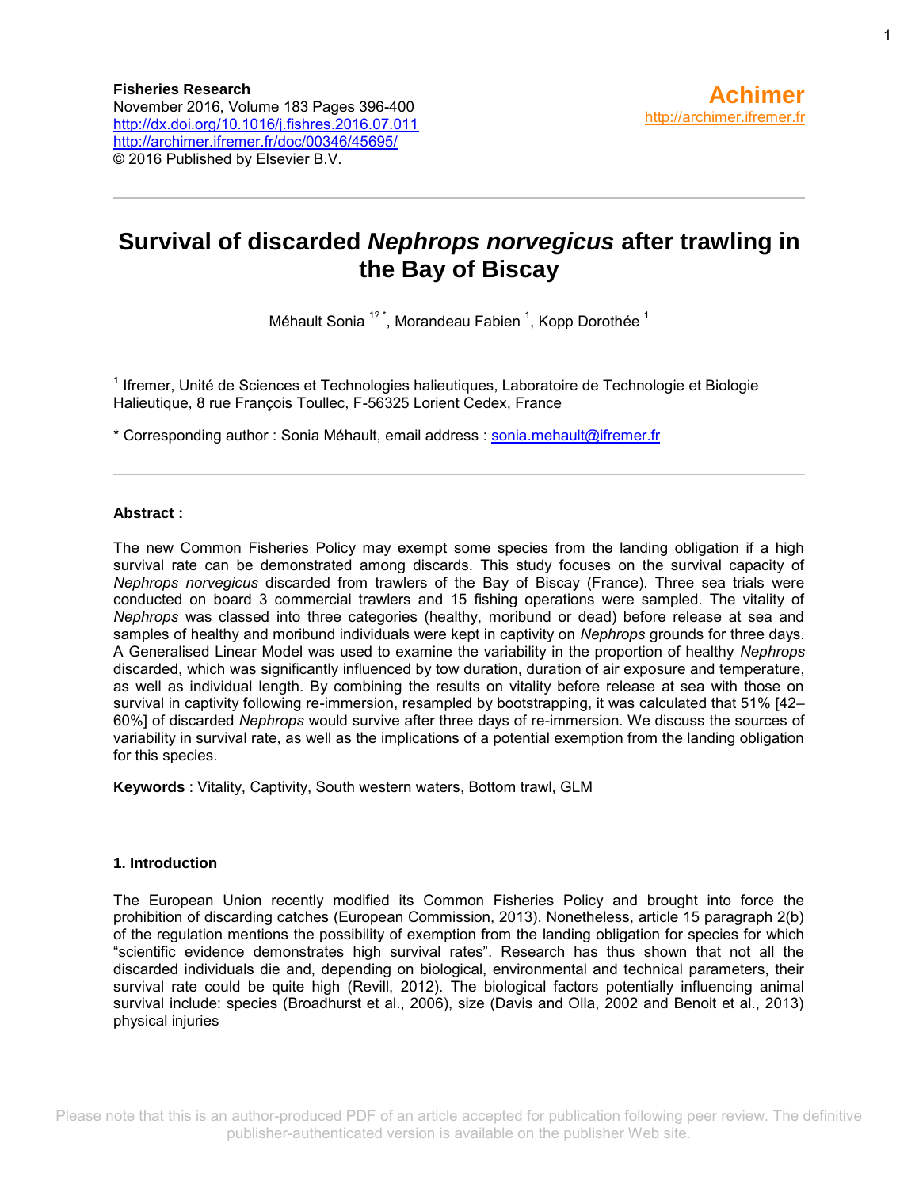**Fisheries Research**
November 2016, Volume 183 Pages 396-400
http://dx.doi.org/10.1016/j.fishres.2016.07.011
http://archimer.ifremer.fr/doc/00346/45695/
© 2016 Published by Elsevier B.V.

**Achimer**
http://archimer.ifremer.fr

# Survival of discarded *Nephrops norvegicus* after trawling in the Bay of Biscay

Méhault Sonia [1?*], Morandeau Fabien [1], Kopp Dorothée [1]

[1] Ifremer, Unité de Sciences et Technologies halieutiques, Laboratoire de Technologie et Biologie Halieutique, 8 rue François Toullec, F-56325 Lorient Cedex, France

* Corresponding author : Sonia Méhault, email address : sonia.mehault@ifremer.fr

**Abstract :**

The new Common Fisheries Policy may exempt some species from the landing obligation if a high survival rate can be demonstrated among discards. This study focuses on the survival capacity of *Nephrops norvegicus* discarded from trawlers of the Bay of Biscay (France). Three sea trials were conducted on board 3 commercial trawlers and 15 fishing operations were sampled. The vitality of *Nephrops* was classed into three categories (healthy, moribund or dead) before release at sea and samples of healthy and moribund individuals were kept in captivity on *Nephrops* grounds for three days. A Generalised Linear Model was used to examine the variability in the proportion of healthy *Nephrops* discarded, which was significantly influenced by tow duration, duration of air exposure and temperature, as well as individual length. By combining the results on vitality before release at sea with those on survival in captivity following re-immersion, resampled by bootstrapping, it was calculated that 51% [42–60%] of discarded *Nephrops* would survive after three days of re-immersion. We discuss the sources of variability in survival rate, as well as the implications of a potential exemption from the landing obligation for this species.

**Keywords** : Vitality, Captivity, South western waters, Bottom trawl, GLM

## 1. Introduction

The European Union recently modified its Common Fisheries Policy and brought into force the prohibition of discarding catches (European Commission, 2013). Nonetheless, article 15 paragraph 2(b) of the regulation mentions the possibility of exemption from the landing obligation for species for which "scientific evidence demonstrates high survival rates". Research has thus shown that not all the discarded individuals die and, depending on biological, environmental and technical parameters, their survival rate could be quite high (Revill, 2012). The biological factors potentially influencing animal survival include: species (Broadhurst et al., 2006), size (Davis and Olla, 2002 and Benoit et al., 2013) physical injuries

Please note that this is an author-produced PDF of an article accepted for publication following peer review. The definitive publisher-authenticated version is available on the publisher Web site.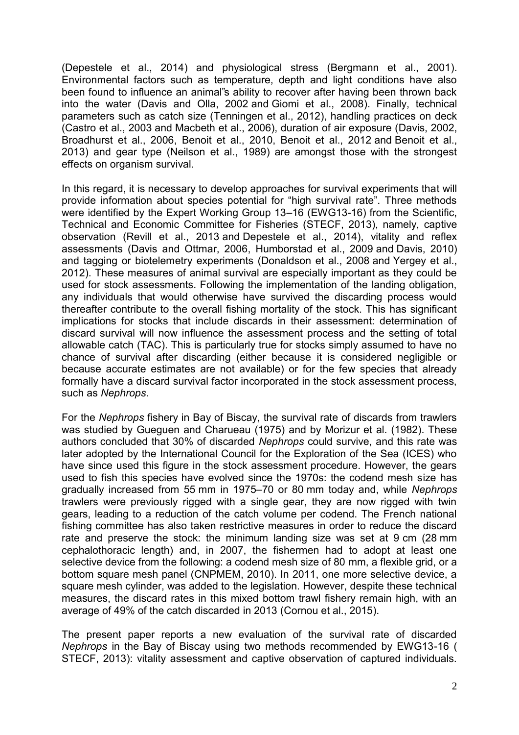(Depestele et al., 2014) and physiological stress (Bergmann et al., 2001). Environmental factors such as temperature, depth and light conditions have also been found to influence an animal"s ability to recover after having been thrown back into the water (Davis and Olla, 2002 and Giomi et al., 2008). Finally, technical parameters such as catch size (Tenningen et al., 2012), handling practices on deck (Castro et al., 2003 and Macbeth et al., 2006), duration of air exposure (Davis, 2002, Broadhurst et al., 2006, Benoit et al., 2010, Benoit et al., 2012 and Benoit et al., 2013) and gear type (Neilson et al., 1989) are amongst those with the strongest effects on organism survival.

In this regard, it is necessary to develop approaches for survival experiments that will provide information about species potential for "high survival rate". Three methods were identified by the Expert Working Group 13–16 (EWG13-16) from the Scientific, Technical and Economic Committee for Fisheries (STECF, 2013), namely, captive observation (Revill et al., 2013 and Depestele et al., 2014), vitality and reflex assessments (Davis and Ottmar, 2006, Humborstad et al., 2009 and Davis, 2010) and tagging or biotelemetry experiments (Donaldson et al., 2008 and Yergey et al., 2012). These measures of animal survival are especially important as they could be used for stock assessments. Following the implementation of the landing obligation, any individuals that would otherwise have survived the discarding process would thereafter contribute to the overall fishing mortality of the stock. This has significant implications for stocks that include discards in their assessment: determination of discard survival will now influence the assessment process and the setting of total allowable catch (TAC). This is particularly true for stocks simply assumed to have no chance of survival after discarding (either because it is considered negligible or because accurate estimates are not available) or for the few species that already formally have a discard survival factor incorporated in the stock assessment process, such as *Nephrops*.

For the *Nephrops* fishery in Bay of Biscay, the survival rate of discards from trawlers was studied by Gueguen and Charueau (1975) and by Morizur et al. (1982). These authors concluded that 30% of discarded *Nephrops* could survive, and this rate was later adopted by the International Council for the Exploration of the Sea (ICES) who have since used this figure in the stock assessment procedure. However, the gears used to fish this species have evolved since the 1970s: the codend mesh size has gradually increased from 55 mm in 1975–70 or 80 mm today and, while *Nephrops* trawlers were previously rigged with a single gear, they are now rigged with twin gears, leading to a reduction of the catch volume per codend. The French national fishing committee has also taken restrictive measures in order to reduce the discard rate and preserve the stock: the minimum landing size was set at 9 cm (28 mm cephalothoracic length) and, in 2007, the fishermen had to adopt at least one selective device from the following: a codend mesh size of 80 mm, a flexible grid, or a bottom square mesh panel (CNPMEM, 2010). In 2011, one more selective device, a square mesh cylinder, was added to the legislation. However, despite these technical measures, the discard rates in this mixed bottom trawl fishery remain high, with an average of 49% of the catch discarded in 2013 (Cornou et al., 2015).

The present paper reports a new evaluation of the survival rate of discarded *Nephrops* in the Bay of Biscay using two methods recommended by EWG13-16 ( STECF, 2013): vitality assessment and captive observation of captured individuals.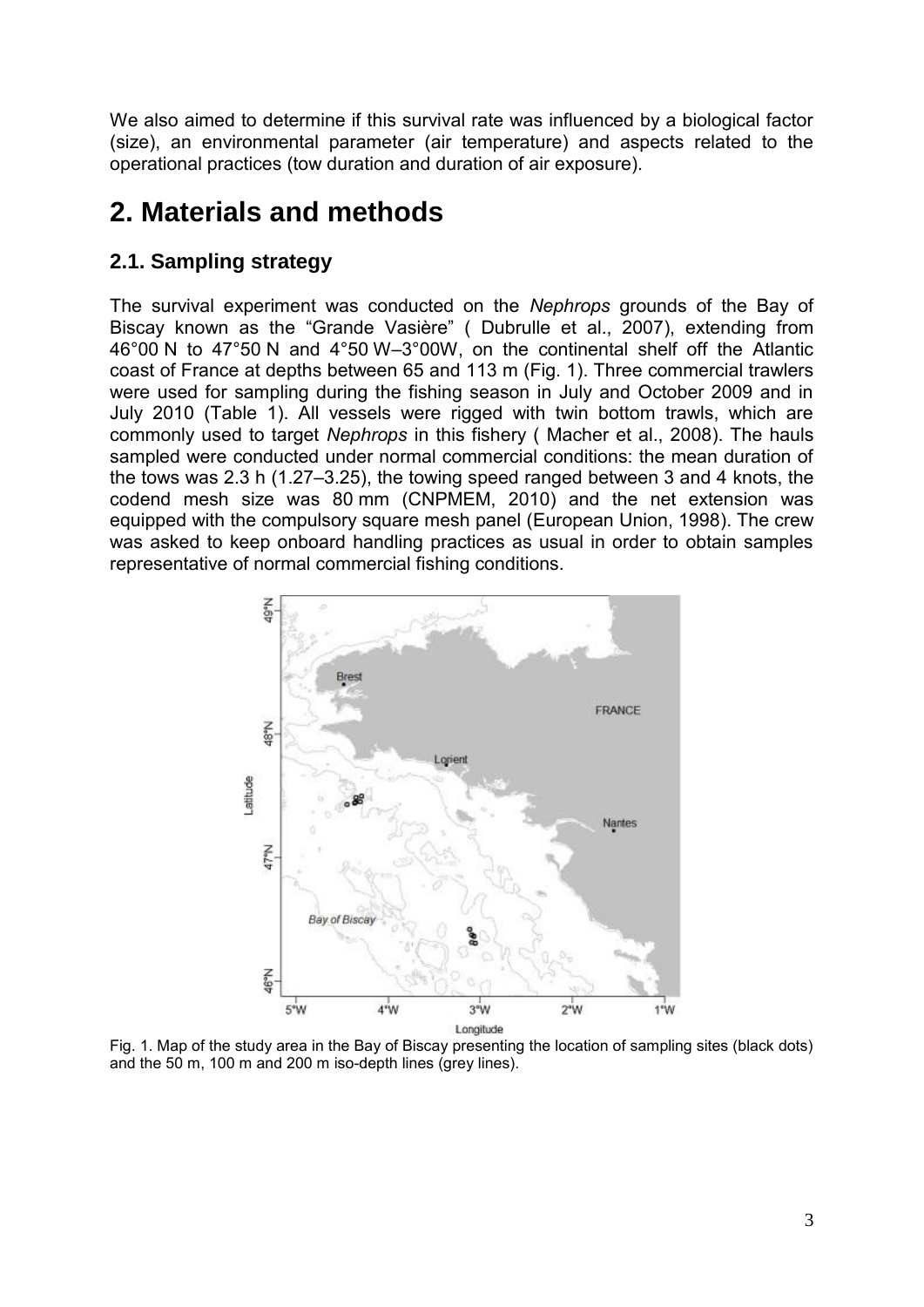We also aimed to determine if this survival rate was influenced by a biological factor (size), an environmental parameter (air temperature) and aspects related to the operational practices (tow duration and duration of air exposure).

# 2. Materials and methods

## 2.1. Sampling strategy

The survival experiment was conducted on the *Nephrops* grounds of the Bay of Biscay known as the "Grande Vasière" ( Dubrulle et al., 2007), extending from 46°00 N to 47°50 N and 4°50 W–3°00W, on the continental shelf off the Atlantic coast of France at depths between 65 and 113 m (Fig. 1). Three commercial trawlers were used for sampling during the fishing season in July and October 2009 and in July 2010 (Table 1). All vessels were rigged with twin bottom trawls, which are commonly used to target *Nephrops* in this fishery ( Macher et al., 2008). The hauls sampled were conducted under normal commercial conditions: the mean duration of the tows was 2.3 h (1.27–3.25), the towing speed ranged between 3 and 4 knots, the codend mesh size was 80 mm (CNPMEM, 2010) and the net extension was equipped with the compulsory square mesh panel (European Union, 1998). The crew was asked to keep onboard handling practices as usual in order to obtain samples representative of normal commercial fishing conditions.

Fig. 1. Map of the study area in the Bay of Biscay presenting the location of sampling sites (black dots) and the 50 m, 100 m and 200 m iso-depth lines (grey lines).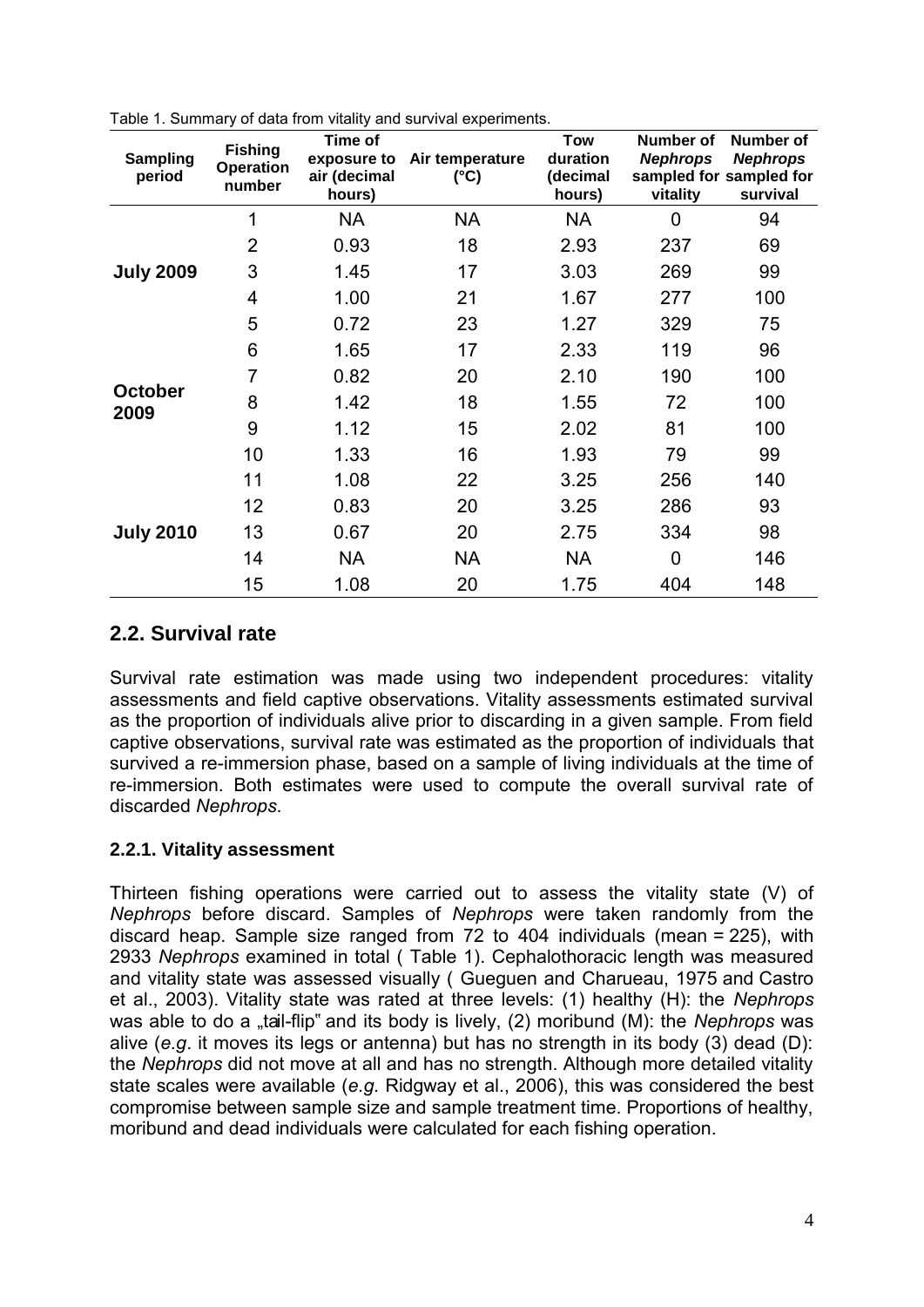Table 1. Summary of data from vitality and survival experiments.

| Sampling period | Fishing Operation number | Time of exposure to air (decimal hours) | Air temperature (°C) | Tow duration (decimal hours) | Number of *Nephrops* sampled for vitality | Number of *Nephrops* sampled for survival |
|---|---|---|---|---|---|---|
| **July 2009** | 1 | NA | NA | NA | 0 | 94 |
| | 2 | 0.93 | 18 | 2.93 | 237 | 69 |
| | 3 | 1.45 | 17 | 3.03 | 269 | 99 |
| | 4 | 1.00 | 21 | 1.67 | 277 | 100 |
| | 5 | 0.72 | 23 | 1.27 | 329 | 75 |
| **October 2009** | 6 | 1.65 | 17 | 2.33 | 119 | 96 |
| | 7 | 0.82 | 20 | 2.10 | 190 | 100 |
| | 8 | 1.42 | 18 | 1.55 | 72 | 100 |
| | 9 | 1.12 | 15 | 2.02 | 81 | 100 |
| | 10 | 1.33 | 16 | 1.93 | 79 | 99 |
| **July 2010** | 11 | 1.08 | 22 | 3.25 | 256 | 140 |
| | 12 | 0.83 | 20 | 3.25 | 286 | 93 |
| | 13 | 0.67 | 20 | 2.75 | 334 | 98 |
| | 14 | NA | NA | NA | 0 | 146 |
| | 15 | 1.08 | 20 | 1.75 | 404 | 148 |

## 2.2. Survival rate

Survival rate estimation was made using two independent procedures: vitality assessments and field captive observations. Vitality assessments estimated survival as the proportion of individuals alive prior to discarding in a given sample. From field captive observations, survival rate was estimated as the proportion of individuals that survived a re-immersion phase, based on a sample of living individuals at the time of re-immersion. Both estimates were used to compute the overall survival rate of discarded *Nephrops*.

### 2.2.1. Vitality assessment

Thirteen fishing operations were carried out to assess the vitality state (V) of *Nephrops* before discard. Samples of *Nephrops* were taken randomly from the discard heap. Sample size ranged from 72 to 404 individuals (mean = 225), with 2933 *Nephrops* examined in total ( Table 1). Cephalothoracic length was measured and vitality state was assessed visually ( Gueguen and Charueau, 1975 and Castro et al., 2003). Vitality state was rated at three levels: (1) healthy (H): the *Nephrops* was able to do a „tail-flip" and its body is lively, (2) moribund (M): the *Nephrops* was alive (*e.g*. it moves its legs or antenna) but has no strength in its body (3) dead (D): the *Nephrops* did not move at all and has no strength. Although more detailed vitality state scales were available (*e.g.* Ridgway et al., 2006), this was considered the best compromise between sample size and sample treatment time. Proportions of healthy, moribund and dead individuals were calculated for each fishing operation.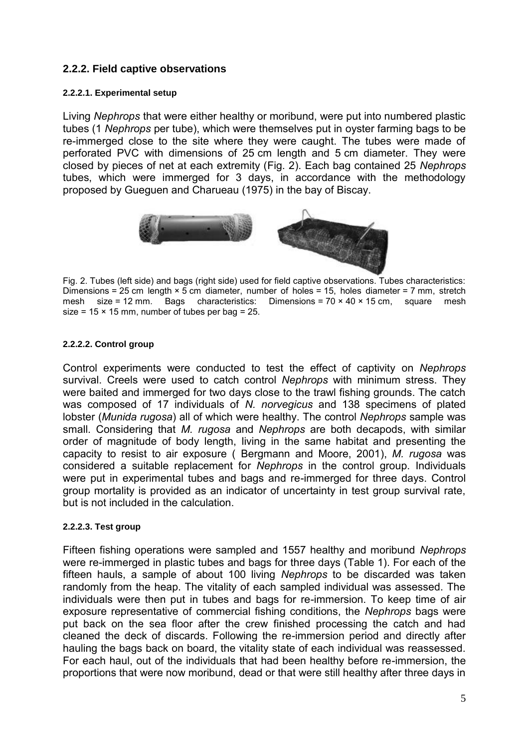## 2.2.2. Field captive observations

### 2.2.2.1. Experimental setup

Living *Nephrops* that were either healthy or moribund, were put into numbered plastic tubes (1 *Nephrops* per tube), which were themselves put in oyster farming bags to be re-immerged close to the site where they were caught. The tubes were made of perforated PVC with dimensions of 25 cm length and 5 cm diameter. They were closed by pieces of net at each extremity (Fig. 2). Each bag contained 25 *Nephrops* tubes, which were immerged for 3 days, in accordance with the methodology proposed by Gueguen and Charueau (1975) in the bay of Biscay.

Fig. 2. Tubes (left side) and bags (right side) used for field captive observations. Tubes characteristics: Dimensions = 25 cm length × 5 cm diameter, number of holes = 15, holes diameter = 7 mm, stretch mesh size = 12 mm. Bags characteristics: Dimensions = 70 × 40 × 15 cm, square mesh size = 15 × 15 mm, number of tubes per bag = 25.

### 2.2.2.2. Control group

Control experiments were conducted to test the effect of captivity on *Nephrops* survival. Creels were used to catch control *Nephrops* with minimum stress. They were baited and immerged for two days close to the trawl fishing grounds. The catch was composed of 17 individuals of *N. norvegicus* and 138 specimens of plated lobster (*Munida rugosa*) all of which were healthy. The control *Nephrops* sample was small. Considering that *M. rugosa* and *Nephrops* are both decapods, with similar order of magnitude of body length, living in the same habitat and presenting the capacity to resist to air exposure ( Bergmann and Moore, 2001), *M. rugosa* was considered a suitable replacement for *Nephrops* in the control group. Individuals were put in experimental tubes and bags and re-immerged for three days. Control group mortality is provided as an indicator of uncertainty in test group survival rate, but is not included in the calculation.

### 2.2.2.3. Test group

Fifteen fishing operations were sampled and 1557 healthy and moribund *Nephrops* were re-immerged in plastic tubes and bags for three days (Table 1). For each of the fifteen hauls, a sample of about 100 living *Nephrops* to be discarded was taken randomly from the heap. The vitality of each sampled individual was assessed. The individuals were then put in tubes and bags for re-immersion. To keep time of air exposure representative of commercial fishing conditions, the *Nephrops* bags were put back on the sea floor after the crew finished processing the catch and had cleaned the deck of discards. Following the re-immersion period and directly after hauling the bags back on board, the vitality state of each individual was reassessed. For each haul, out of the individuals that had been healthy before re-immersion, the proportions that were now moribund, dead or that were still healthy after three days in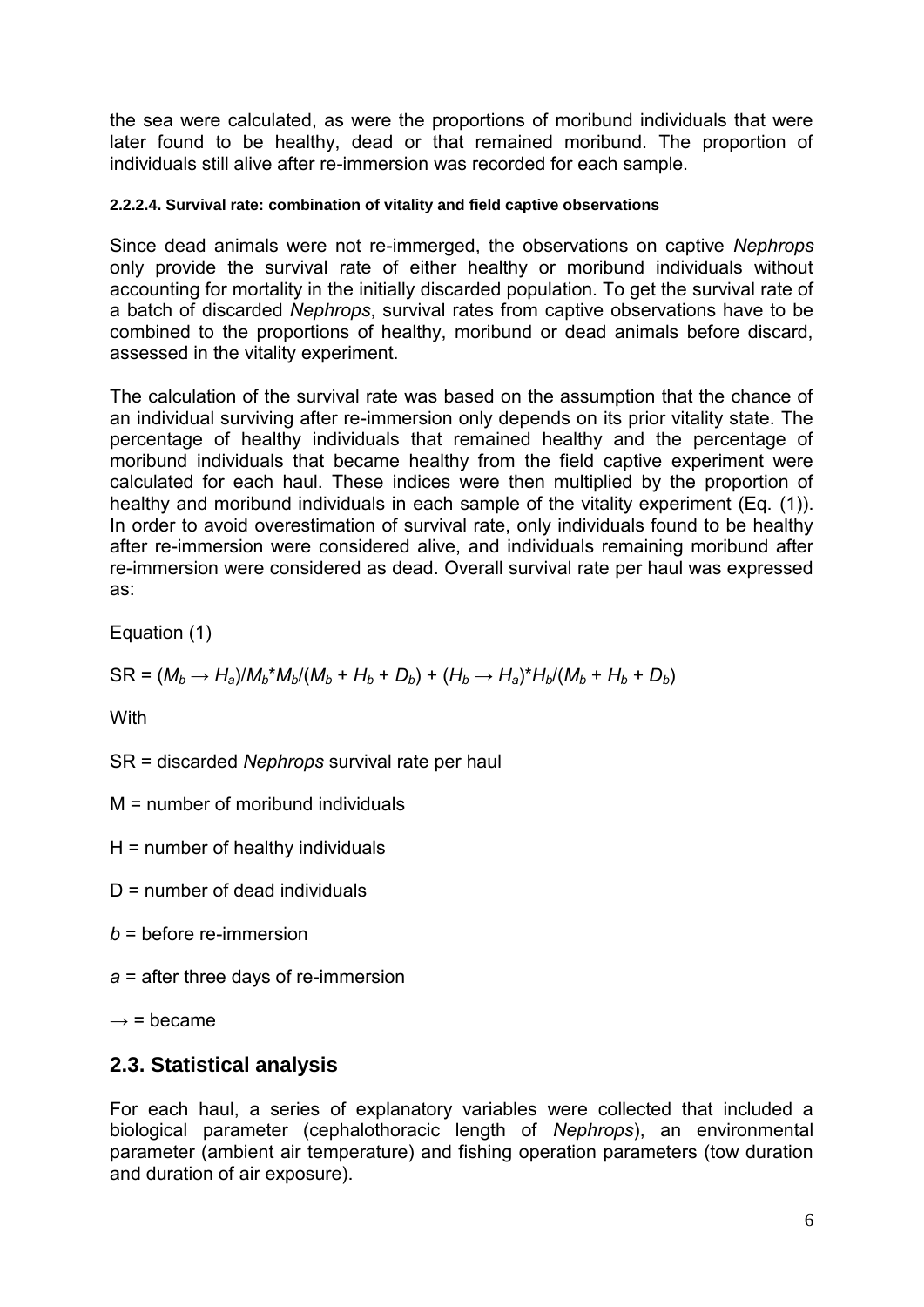the sea were calculated, as were the proportions of moribund individuals that were later found to be healthy, dead or that remained moribund. The proportion of individuals still alive after re-immersion was recorded for each sample.

#### 2.2.2.4. Survival rate: combination of vitality and field captive observations

Since dead animals were not re-immerged, the observations on captive *Nephrops* only provide the survival rate of either healthy or moribund individuals without accounting for mortality in the initially discarded population. To get the survival rate of a batch of discarded *Nephrops*, survival rates from captive observations have to be combined to the proportions of healthy, moribund or dead animals before discard, assessed in the vitality experiment.

The calculation of the survival rate was based on the assumption that the chance of an individual surviving after re-immersion only depends on its prior vitality state. The percentage of healthy individuals that remained healthy and the percentage of moribund individuals that became healthy from the field captive experiment were calculated for each haul. These indices were then multiplied by the proportion of healthy and moribund individuals in each sample of the vitality experiment (Eq. (1)). In order to avoid overestimation of survival rate, only individuals found to be healthy after re-immersion were considered alive, and individuals remaining moribund after re-immersion were considered as dead. Overall survival rate per haul was expressed as:

Equation (1)

$$SR = (M_b \rightarrow H_a)/M_b * M_b/(M_b + H_b + D_b) + (H_b \rightarrow H_a) * H_b/(M_b + H_b + D_b)$$

With

SR = discarded *Nephrops* survival rate per haul

M = number of moribund individuals

H = number of healthy individuals

D = number of dead individuals

$b$ = before re-immersion

$a$ = after three days of re-immersion

$\rightarrow$ = became

## 2.3. Statistical analysis

For each haul, a series of explanatory variables were collected that included a biological parameter (cephalothoracic length of *Nephrops*), an environmental parameter (ambient air temperature) and fishing operation parameters (tow duration and duration of air exposure).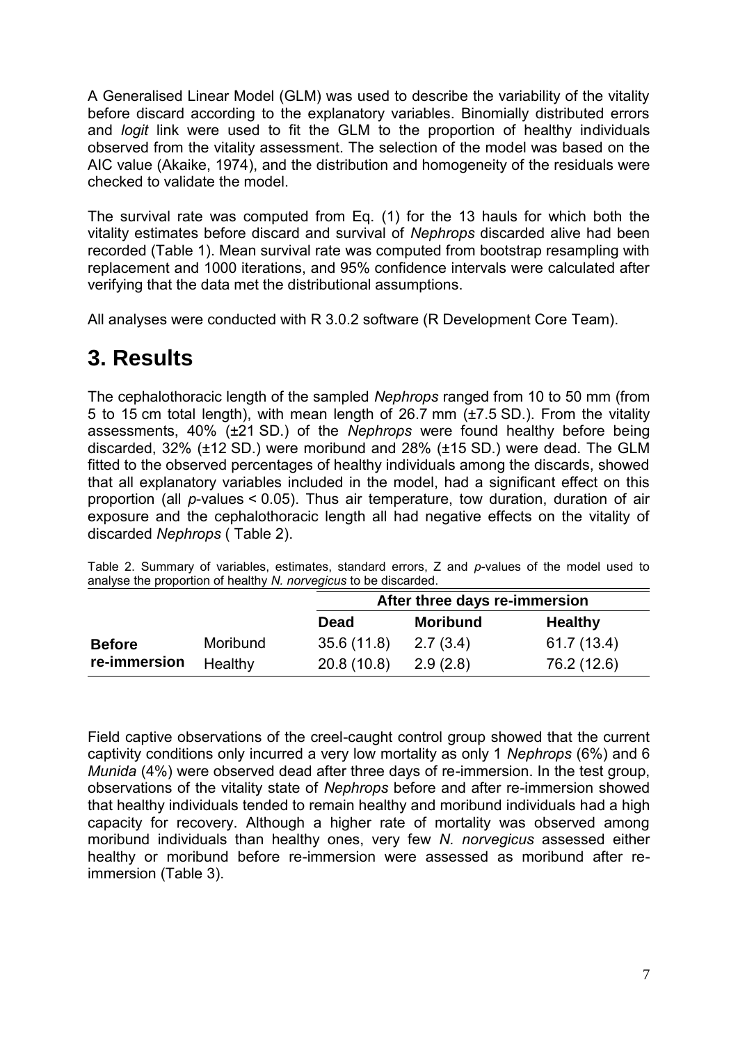A Generalised Linear Model (GLM) was used to describe the variability of the vitality before discard according to the explanatory variables. Binomially distributed errors and *logit* link were used to fit the GLM to the proportion of healthy individuals observed from the vitality assessment. The selection of the model was based on the AIC value (Akaike, 1974), and the distribution and homogeneity of the residuals were checked to validate the model.

The survival rate was computed from Eq. (1) for the 13 hauls for which both the vitality estimates before discard and survival of *Nephrops* discarded alive had been recorded (Table 1). Mean survival rate was computed from bootstrap resampling with replacement and 1000 iterations, and 95% confidence intervals were calculated after verifying that the data met the distributional assumptions.

All analyses were conducted with R 3.0.2 software (R Development Core Team).

# 3. Results

The cephalothoracic length of the sampled *Nephrops* ranged from 10 to 50 mm (from 5 to 15 cm total length), with mean length of 26.7 mm (±7.5 SD.). From the vitality assessments, 40% (±21 SD.) of the *Nephrops* were found healthy before being discarded, 32% (±12 SD.) were moribund and 28% (±15 SD.) were dead. The GLM fitted to the observed percentages of healthy individuals among the discards, showed that all explanatory variables included in the model, had a significant effect on this proportion (all *p*-values < 0.05). Thus air temperature, tow duration, duration of air exposure and the cephalothoracic length all had negative effects on the vitality of discarded *Nephrops* ( Table 2).

Table 2. Summary of variables, estimates, standard errors, Z and *p*-values of the model used to analyse the proportion of healthy *N. norvegicus* to be discarded.

| | | After three days re-immersion | | |
|---|---|---|---|---|
| | | **Dead** | **Moribund** | **Healthy** |
| **Before re-immersion** | Moribund | 35.6 (11.8) | 2.7 (3.4) | 61.7 (13.4) |
| | Healthy | 20.8 (10.8) | 2.9 (2.8) | 76.2 (12.6) |

Field captive observations of the creel-caught control group showed that the current captivity conditions only incurred a very low mortality as only 1 *Nephrops* (6%) and 6 *Munida* (4%) were observed dead after three days of re-immersion. In the test group, observations of the vitality state of *Nephrops* before and after re-immersion showed that healthy individuals tended to remain healthy and moribund individuals had a high capacity for recovery. Although a higher rate of mortality was observed among moribund individuals than healthy ones, very few *N. norvegicus* assessed either healthy or moribund before re-immersion were assessed as moribund after re-immersion (Table 3).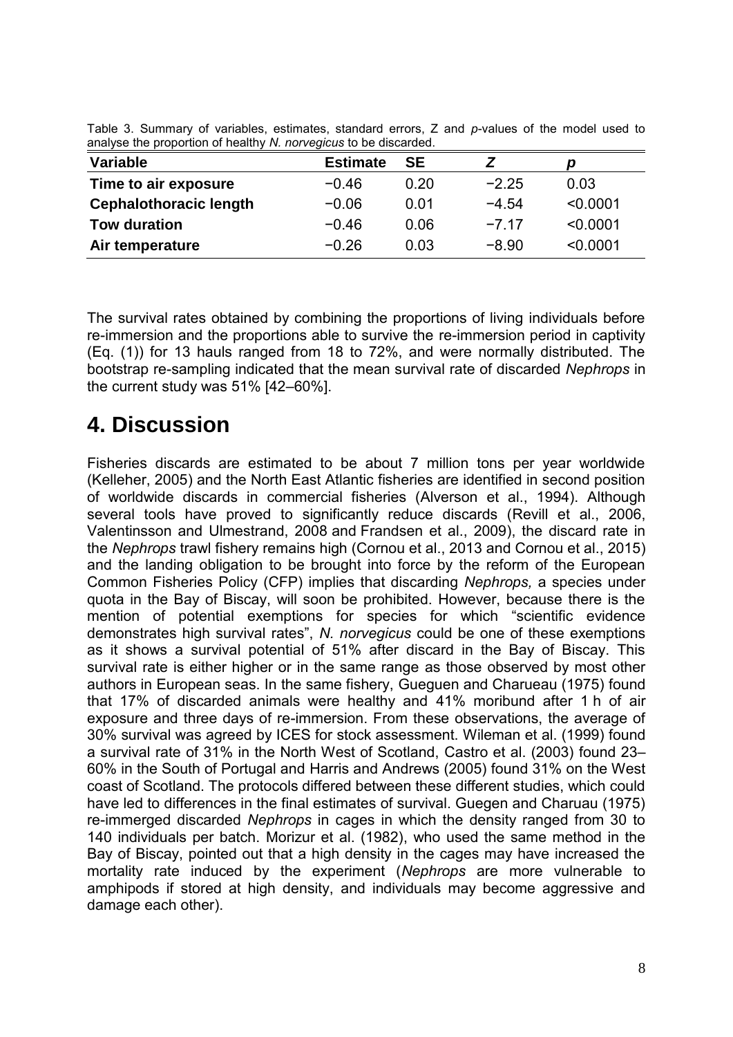Table 3. Summary of variables, estimates, standard errors, Z and *p*-values of the model used to analyse the proportion of healthy *N. norvegicus* to be discarded.

| Variable | Estimate | SE | *Z* | *p* |
|---|---|---|---|---|
| **Time to air exposure** | −0.46 | 0.20 | −2.25 | 0.03 |
| **Cephalothoracic length** | −0.06 | 0.01 | −4.54 | <0.0001 |
| **Tow duration** | −0.46 | 0.06 | −7.17 | <0.0001 |
| **Air temperature** | −0.26 | 0.03 | −8.90 | <0.0001 |

The survival rates obtained by combining the proportions of living individuals before re-immersion and the proportions able to survive the re-immersion period in captivity (Eq. (1)) for 13 hauls ranged from 18 to 72%, and were normally distributed. The bootstrap re-sampling indicated that the mean survival rate of discarded *Nephrops* in the current study was 51% [42–60%].

# 4. Discussion

Fisheries discards are estimated to be about 7 million tons per year worldwide (Kelleher, 2005) and the North East Atlantic fisheries are identified in second position of worldwide discards in commercial fisheries (Alverson et al., 1994). Although several tools have proved to significantly reduce discards (Revill et al., 2006, Valentinsson and Ulmestrand, 2008 and Frandsen et al., 2009), the discard rate in the *Nephrops* trawl fishery remains high (Cornou et al., 2013 and Cornou et al., 2015) and the landing obligation to be brought into force by the reform of the European Common Fisheries Policy (CFP) implies that discarding *Nephrops,* a species under quota in the Bay of Biscay, will soon be prohibited. However, because there is the mention of potential exemptions for species for which "scientific evidence demonstrates high survival rates", *N. norvegicus* could be one of these exemptions as it shows a survival potential of 51% after discard in the Bay of Biscay. This survival rate is either higher or in the same range as those observed by most other authors in European seas. In the same fishery, Gueguen and Charueau (1975) found that 17% of discarded animals were healthy and 41% moribund after 1 h of air exposure and three days of re-immersion. From these observations, the average of 30% survival was agreed by ICES for stock assessment. Wileman et al. (1999) found a survival rate of 31% in the North West of Scotland, Castro et al. (2003) found 23–60% in the South of Portugal and Harris and Andrews (2005) found 31% on the West coast of Scotland. The protocols differed between these different studies, which could have led to differences in the final estimates of survival. Guegen and Charuau (1975) re-immerged discarded *Nephrops* in cages in which the density ranged from 30 to 140 individuals per batch. Morizur et al. (1982), who used the same method in the Bay of Biscay, pointed out that a high density in the cages may have increased the mortality rate induced by the experiment (*Nephrops* are more vulnerable to amphipods if stored at high density, and individuals may become aggressive and damage each other).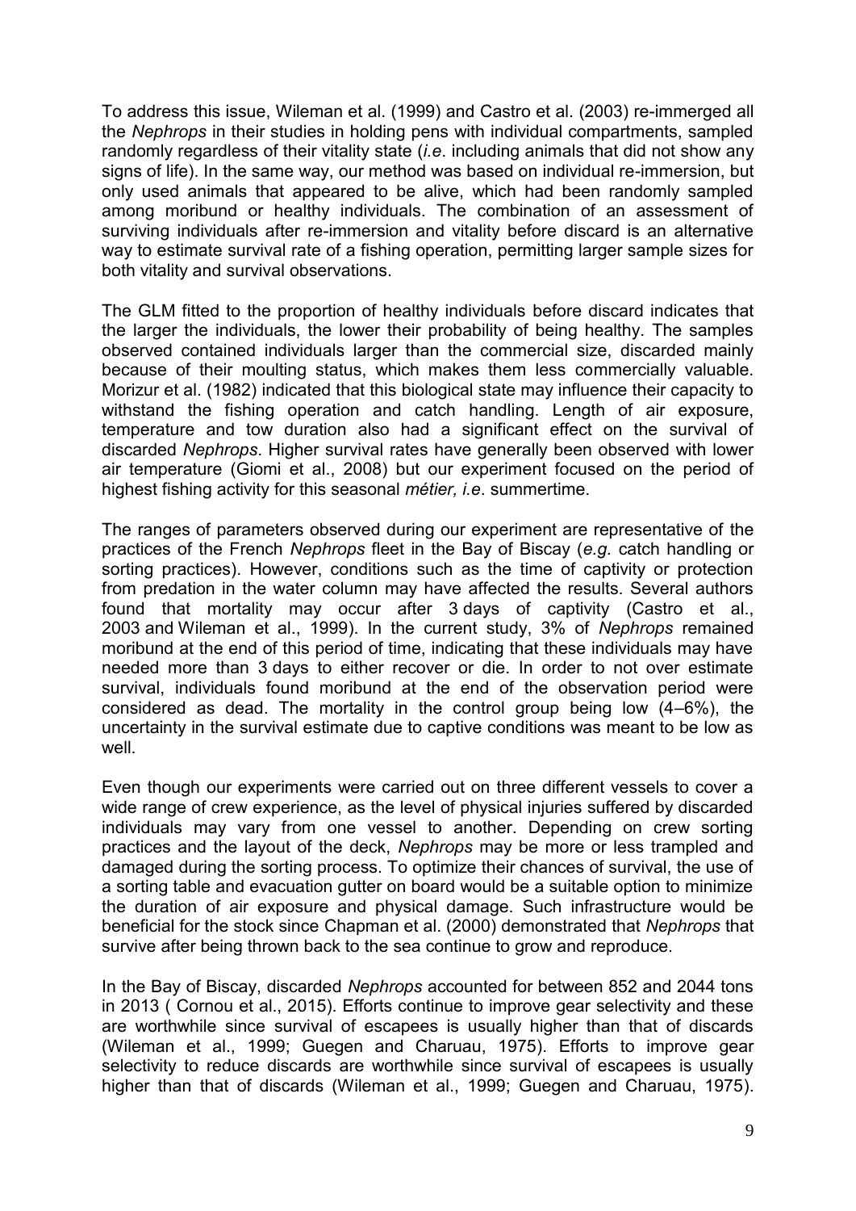To address this issue, Wileman et al. (1999) and Castro et al. (2003) re-immerged all the *Nephrops* in their studies in holding pens with individual compartments, sampled randomly regardless of their vitality state (*i.e*. including animals that did not show any signs of life). In the same way, our method was based on individual re-immersion, but only used animals that appeared to be alive, which had been randomly sampled among moribund or healthy individuals. The combination of an assessment of surviving individuals after re-immersion and vitality before discard is an alternative way to estimate survival rate of a fishing operation, permitting larger sample sizes for both vitality and survival observations.

The GLM fitted to the proportion of healthy individuals before discard indicates that the larger the individuals, the lower their probability of being healthy. The samples observed contained individuals larger than the commercial size, discarded mainly because of their moulting status, which makes them less commercially valuable. Morizur et al. (1982) indicated that this biological state may influence their capacity to withstand the fishing operation and catch handling. Length of air exposure, temperature and tow duration also had a significant effect on the survival of discarded *Nephrops*. Higher survival rates have generally been observed with lower air temperature (Giomi et al., 2008) but our experiment focused on the period of highest fishing activity for this seasonal *métier, i.e*. summertime.

The ranges of parameters observed during our experiment are representative of the practices of the French *Nephrops* fleet in the Bay of Biscay (*e.g.* catch handling or sorting practices). However, conditions such as the time of captivity or protection from predation in the water column may have affected the results. Several authors found that mortality may occur after 3 days of captivity (Castro et al., 2003 and Wileman et al., 1999). In the current study, 3% of *Nephrops* remained moribund at the end of this period of time, indicating that these individuals may have needed more than 3 days to either recover or die. In order to not over estimate survival, individuals found moribund at the end of the observation period were considered as dead. The mortality in the control group being low (4–6%), the uncertainty in the survival estimate due to captive conditions was meant to be low as well.

Even though our experiments were carried out on three different vessels to cover a wide range of crew experience, as the level of physical injuries suffered by discarded individuals may vary from one vessel to another. Depending on crew sorting practices and the layout of the deck, *Nephrops* may be more or less trampled and damaged during the sorting process. To optimize their chances of survival, the use of a sorting table and evacuation gutter on board would be a suitable option to minimize the duration of air exposure and physical damage. Such infrastructure would be beneficial for the stock since Chapman et al. (2000) demonstrated that *Nephrops* that survive after being thrown back to the sea continue to grow and reproduce.

In the Bay of Biscay, discarded *Nephrops* accounted for between 852 and 2044 tons in 2013 ( Cornou et al., 2015). Efforts continue to improve gear selectivity and these are worthwhile since survival of escapees is usually higher than that of discards (Wileman et al., 1999; Guegen and Charuau, 1975). Efforts to improve gear selectivity to reduce discards are worthwhile since survival of escapees is usually higher than that of discards (Wileman et al., 1999; Guegen and Charuau, 1975).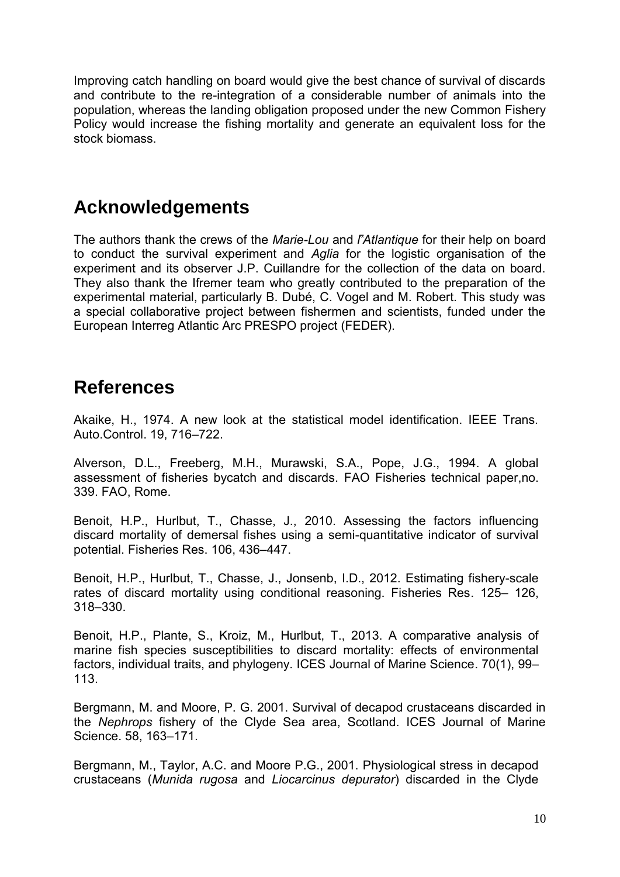Improving catch handling on board would give the best chance of survival of discards and contribute to the re-integration of a considerable number of animals into the population, whereas the landing obligation proposed under the new Common Fishery Policy would increase the fishing mortality and generate an equivalent loss for the stock biomass.

## Acknowledgements

The authors thank the crews of the *Marie-Lou* and *l'Atlantique* for their help on board to conduct the survival experiment and *Aglia* for the logistic organisation of the experiment and its observer J.P. Cuillandre for the collection of the data on board. They also thank the Ifremer team who greatly contributed to the preparation of the experimental material, particularly B. Dubé, C. Vogel and M. Robert. This study was a special collaborative project between fishermen and scientists, funded under the European Interreg Atlantic Arc PRESPO project (FEDER).

## References

Akaike, H., 1974. A new look at the statistical model identification. IEEE Trans. Auto.Control. 19, 716–722.

Alverson, D.L., Freeberg, M.H., Murawski, S.A., Pope, J.G., 1994. A global assessment of fisheries bycatch and discards. FAO Fisheries technical paper,no. 339. FAO, Rome.

Benoit, H.P., Hurlbut, T., Chasse, J., 2010. Assessing the factors influencing discard mortality of demersal fishes using a semi-quantitative indicator of survival potential. Fisheries Res. 106, 436–447.

Benoit, H.P., Hurlbut, T., Chasse, J., Jonsenb, I.D., 2012. Estimating fishery-scale rates of discard mortality using conditional reasoning. Fisheries Res. 125– 126, 318–330.

Benoit, H.P., Plante, S., Kroiz, M., Hurlbut, T., 2013. A comparative analysis of marine fish species susceptibilities to discard mortality: effects of environmental factors, individual traits, and phylogeny. ICES Journal of Marine Science. 70(1), 99–113.

Bergmann, M. and Moore, P. G. 2001. Survival of decapod crustaceans discarded in the *Nephrops* fishery of the Clyde Sea area, Scotland. ICES Journal of Marine Science. 58, 163–171.

Bergmann, M., Taylor, A.C. and Moore P.G., 2001. Physiological stress in decapod crustaceans (*Munida rugosa* and *Liocarcinus depurator*) discarded in the Clyde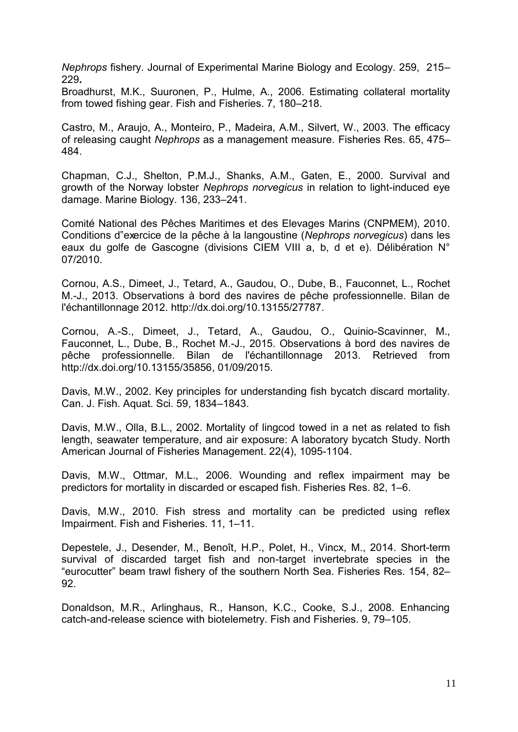*Nephrops* fishery. Journal of Experimental Marine Biology and Ecology. 259, 215–229**.**
Broadhurst, M.K., Suuronen, P., Hulme, A., 2006. Estimating collateral mortality from towed fishing gear. Fish and Fisheries. 7, 180–218.

Castro, M., Araujo, A., Monteiro, P., Madeira, A.M., Silvert, W., 2003. The efficacy of releasing caught *Nephrops* as a management measure. Fisheries Res. 65, 475–484.

Chapman, C.J., Shelton, P.M.J., Shanks, A.M., Gaten, E., 2000. Survival and growth of the Norway lobster *Nephrops norvegicus* in relation to light-induced eye damage. Marine Biology. 136, 233–241.

Comité National des Pêches Maritimes et des Elevages Marins (CNPMEM), 2010. Conditions d"exercice de la pêche à la langoustine (*Nephrops norvegicus*) dans les eaux du golfe de Gascogne (divisions CIEM VIII a, b, d et e). Délibération N° 07/2010.

Cornou, A.S., Dimeet, J., Tetard, A., Gaudou, O., Dube, B., Fauconnet, L., Rochet M.-J., 2013. Observations à bord des navires de pêche professionnelle. Bilan de l'échantillonnage 2012. http://dx.doi.org/10.13155/27787.

Cornou, A.-S., Dimeet, J., Tetard, A., Gaudou, O., Quinio-Scavinner, M., Fauconnet, L., Dube, B., Rochet M.-J., 2015. Observations à bord des navires de pêche professionnelle. Bilan de l'échantillonnage 2013. Retrieved from http://dx.doi.org/10.13155/35856, 01/09/2015.

Davis, M.W., 2002. Key principles for understanding fish bycatch discard mortality. Can. J. Fish. Aquat. Sci. 59, 1834–1843.

Davis, M.W., Olla, B.L., 2002. Mortality of lingcod towed in a net as related to fish length, seawater temperature, and air exposure: A laboratory bycatch Study. North American Journal of Fisheries Management. 22(4), 1095-1104.

Davis, M.W., Ottmar, M.L., 2006. Wounding and reflex impairment may be predictors for mortality in discarded or escaped fish. Fisheries Res. 82, 1–6.

Davis, M.W., 2010. Fish stress and mortality can be predicted using reflex Impairment. Fish and Fisheries. 11, 1–11.

Depestele, J., Desender, M., Benoît, H.P., Polet, H., Vincx, M., 2014. Short-term survival of discarded target fish and non-target invertebrate species in the "eurocutter" beam trawl fishery of the southern North Sea. Fisheries Res. 154, 82–92.

Donaldson, M.R., Arlinghaus, R., Hanson, K.C., Cooke, S.J., 2008. Enhancing catch-and-release science with biotelemetry. Fish and Fisheries. 9, 79–105.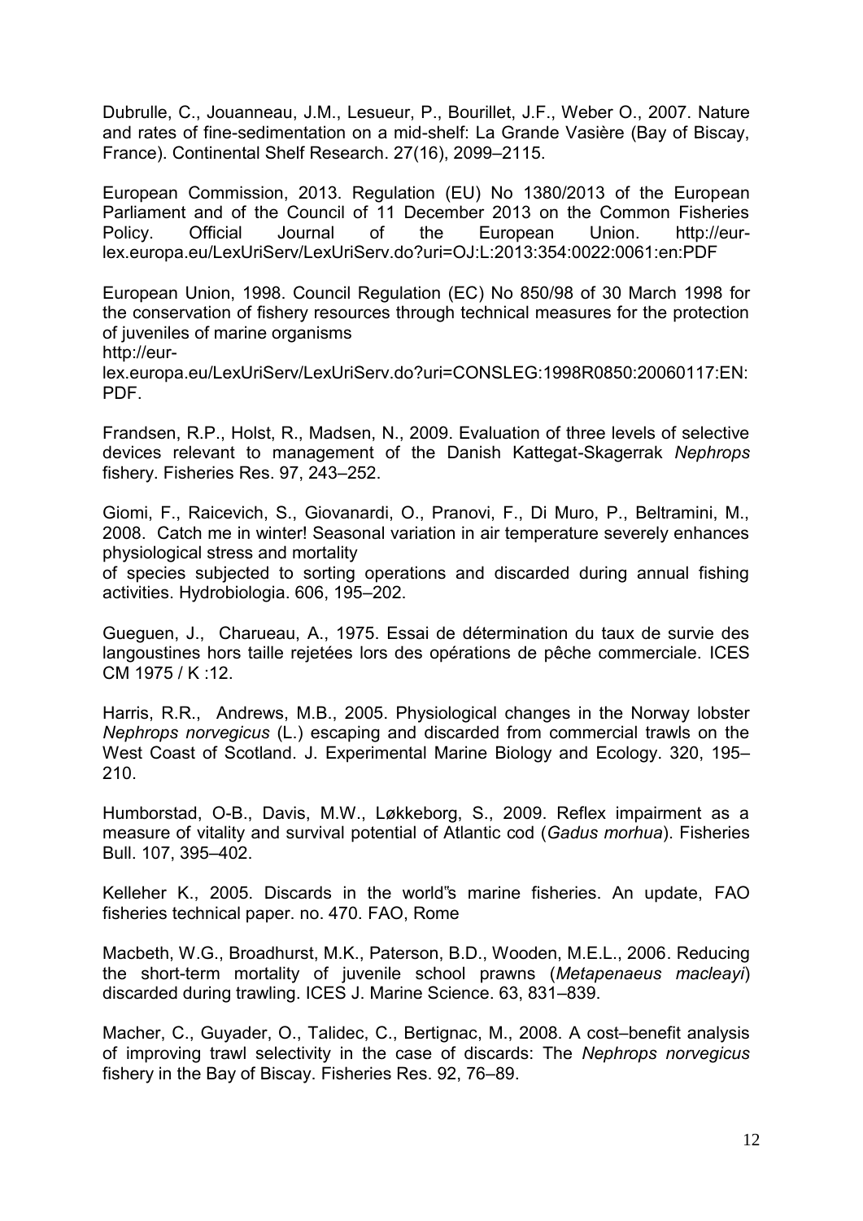Dubrulle, C., Jouanneau, J.M., Lesueur, P., Bourillet, J.F., Weber O., 2007. Nature and rates of fine-sedimentation on a mid-shelf: La Grande Vasière (Bay of Biscay, France). Continental Shelf Research. 27(16), 2099–2115.

European Commission, 2013. Regulation (EU) No 1380/2013 of the European Parliament and of the Council of 11 December 2013 on the Common Fisheries Policy. Official Journal of the European Union. http://eur-lex.europa.eu/LexUriServ/LexUriServ.do?uri=OJ:L:2013:354:0022:0061:en:PDF

European Union, 1998. Council Regulation (EC) No 850/98 of 30 March 1998 for the conservation of fishery resources through technical measures for the protection of juveniles of marine organisms
http://eur-lex.europa.eu/LexUriServ/LexUriServ.do?uri=CONSLEG:1998R0850:20060117:EN:PDF.

Frandsen, R.P., Holst, R., Madsen, N., 2009. Evaluation of three levels of selective devices relevant to management of the Danish Kattegat-Skagerrak *Nephrops* fishery. Fisheries Res. 97, 243–252.

Giomi, F., Raicevich, S., Giovanardi, O., Pranovi, F., Di Muro, P., Beltramini, M., 2008. Catch me in winter! Seasonal variation in air temperature severely enhances physiological stress and mortality
of species subjected to sorting operations and discarded during annual fishing activities. Hydrobiologia. 606, 195–202.

Gueguen, J., Charueau, A., 1975. Essai de détermination du taux de survie des langoustines hors taille rejetées lors des opérations de pêche commerciale. ICES CM 1975 / K :12.

Harris, R.R., Andrews, M.B., 2005. Physiological changes in the Norway lobster *Nephrops norvegicus* (L.) escaping and discarded from commercial trawls on the West Coast of Scotland. J. Experimental Marine Biology and Ecology. 320, 195–210.

Humborstad, O-B., Davis, M.W., Løkkeborg, S., 2009. Reflex impairment as a measure of vitality and survival potential of Atlantic cod (*Gadus morhua*). Fisheries Bull. 107, 395–402.

Kelleher K., 2005. Discards in the world"s marine fisheries. An update, FAO fisheries technical paper. no. 470. FAO, Rome

Macbeth, W.G., Broadhurst, M.K., Paterson, B.D., Wooden, M.E.L., 2006. Reducing the short-term mortality of juvenile school prawns (*Metapenaeus macleayi*) discarded during trawling. ICES J. Marine Science. 63, 831–839.

Macher, C., Guyader, O., Talidec, C., Bertignac, M., 2008. A cost–benefit analysis of improving trawl selectivity in the case of discards: The *Nephrops norvegicus* fishery in the Bay of Biscay. Fisheries Res. 92, 76–89.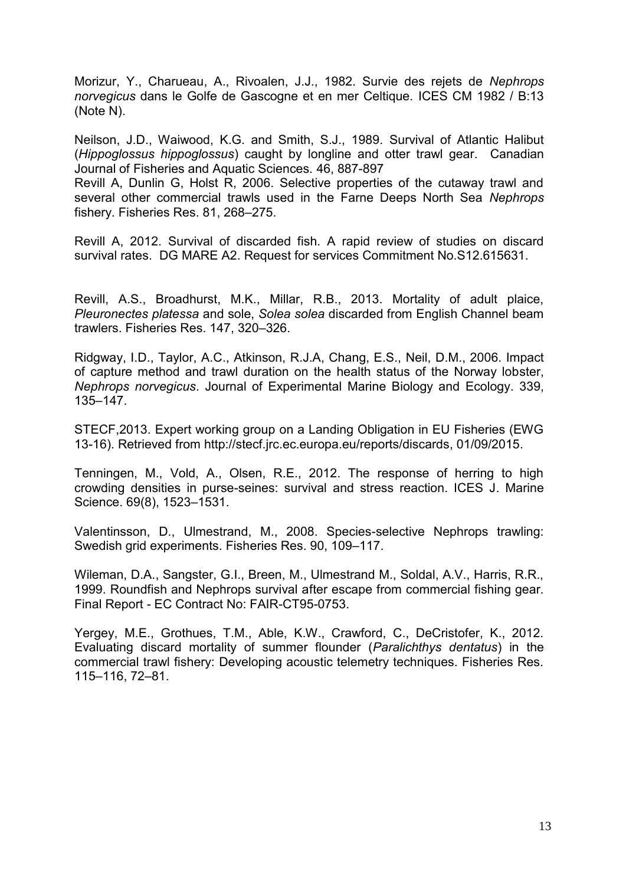Morizur, Y., Charueau, A., Rivoalen, J.J., 1982. Survie des rejets de *Nephrops norvegicus* dans le Golfe de Gascogne et en mer Celtique. ICES CM 1982 / B:13 (Note N).

Neilson, J.D., Waiwood, K.G. and Smith, S.J., 1989. Survival of Atlantic Halibut (*Hippoglossus hippoglossus*) caught by longline and otter trawl gear. Canadian Journal of Fisheries and Aquatic Sciences. 46, 887-897

Revill A, Dunlin G, Holst R, 2006. Selective properties of the cutaway trawl and several other commercial trawls used in the Farne Deeps North Sea *Nephrops* fishery. Fisheries Res. 81, 268–275.

Revill A, 2012. Survival of discarded fish. A rapid review of studies on discard survival rates. DG MARE A2. Request for services Commitment No.S12.615631.

Revill, A.S., Broadhurst, M.K., Millar, R.B., 2013. Mortality of adult plaice, *Pleuronectes platessa* and sole, *Solea solea* discarded from English Channel beam trawlers. Fisheries Res. 147, 320–326.

Ridgway, I.D., Taylor, A.C., Atkinson, R.J.A, Chang, E.S., Neil, D.M., 2006. Impact of capture method and trawl duration on the health status of the Norway lobster, *Nephrops norvegicus*. Journal of Experimental Marine Biology and Ecology. 339, 135–147.

STECF,2013. Expert working group on a Landing Obligation in EU Fisheries (EWG 13-16). Retrieved from http://stecf.jrc.ec.europa.eu/reports/discards, 01/09/2015.

Tenningen, M., Vold, A., Olsen, R.E., 2012. The response of herring to high crowding densities in purse-seines: survival and stress reaction. ICES J. Marine Science. 69(8), 1523–1531.

Valentinsson, D., Ulmestrand, M., 2008. Species-selective Nephrops trawling: Swedish grid experiments. Fisheries Res. 90, 109–117.

Wileman, D.A., Sangster, G.I., Breen, M., Ulmestrand M., Soldal, A.V., Harris, R.R., 1999. Roundfish and Nephrops survival after escape from commercial fishing gear. Final Report - EC Contract No: FAIR-CT95-0753.

Yergey, M.E., Grothues, T.M., Able, K.W., Crawford, C., DeCristofer, K., 2012. Evaluating discard mortality of summer flounder (*Paralichthys dentatus*) in the commercial trawl fishery: Developing acoustic telemetry techniques. Fisheries Res. 115–116, 72–81.